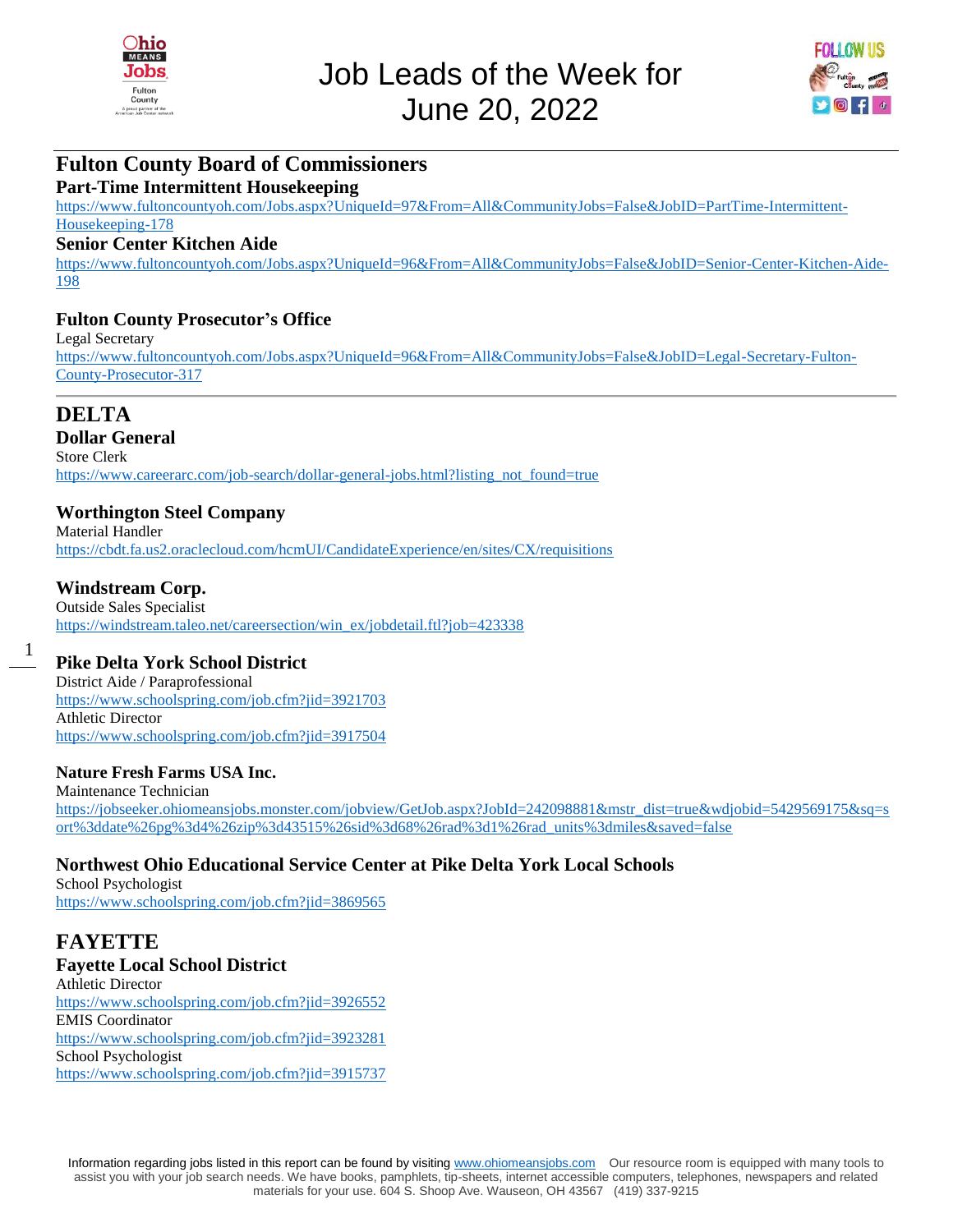# Job Leads of the Week for June 20, 2022

## Fulton County Board of Commissioners

### Part-Time Intermittent Housekeeping

https://www.fultoncountyoh.com/Jobs.aspx?UniqueId=97&From=All&CommunityJobs=False&JobID=PartTime-Intermittent-Housekeeping-178

### Senior Center Kitchen Aide

https://www.fultoncountyoh.com/Jobs.aspx?UniqueId=96&From=All&CommunityJobs=False&JobID=Senior-Center-Kitchen-Aide-198

### Fulton County Prosecutor's Office

Legal Secretary
https://www.fultoncountyoh.com/Jobs.aspx?UniqueId=96&From=All&CommunityJobs=False&JobID=Legal-Secretary-Fulton-County-Prosecutor-317

---

## DELTA

### Dollar General

Store Clerk
https://www.careerarc.com/job-search/dollar-general-jobs.html?listing_not_found=true

### Worthington Steel Company

Material Handler
https://cbdt.fa.us2.oraclecloud.com/hcmUI/CandidateExperience/en/sites/CX/requisitions

### Windstream Corp.

Outside Sales Specialist
https://windstream.taleo.net/careersection/win_ex/jobdetail.ftl?job=423338

### Pike Delta York School District

District Aide / Paraprofessional
https://www.schoolspring.com/job.cfm?jid=3921703
Athletic Director
https://www.schoolspring.com/job.cfm?jid=3917504

### Nature Fresh Farms USA Inc.

Maintenance Technician
https://jobseeker.ohiomeansjobs.monster.com/jobview/GetJob.aspx?JobId=242098881&mstr_dist=true&wdjobid=5429569175&sq=sort%3ddate%26pg%3d4%26zip%3d43515%26sid%3d68%26rad%3d1%26rad_units%3dmiles&saved=false

### Northwest Ohio Educational Service Center at Pike Delta York Local Schools

School Psychologist
https://www.schoolspring.com/job.cfm?jid=3869565

## FAYETTE

### Fayette Local School District

Athletic Director
https://www.schoolspring.com/job.cfm?jid=3926552
EMIS Coordinator
https://www.schoolspring.com/job.cfm?jid=3923281
School Psychologist
https://www.schoolspring.com/job.cfm?jid=3915737

Information regarding jobs listed in this report can be found by visiting www.ohiomeansjobs.com Our resource room is equipped with many tools to assist you with your job search needs. We have books, pamphlets, tip-sheets, internet accessible computers, telephones, newspapers and related materials for your use. 604 S. Shoop Ave. Wauseon, OH 43567 (419) 337-9215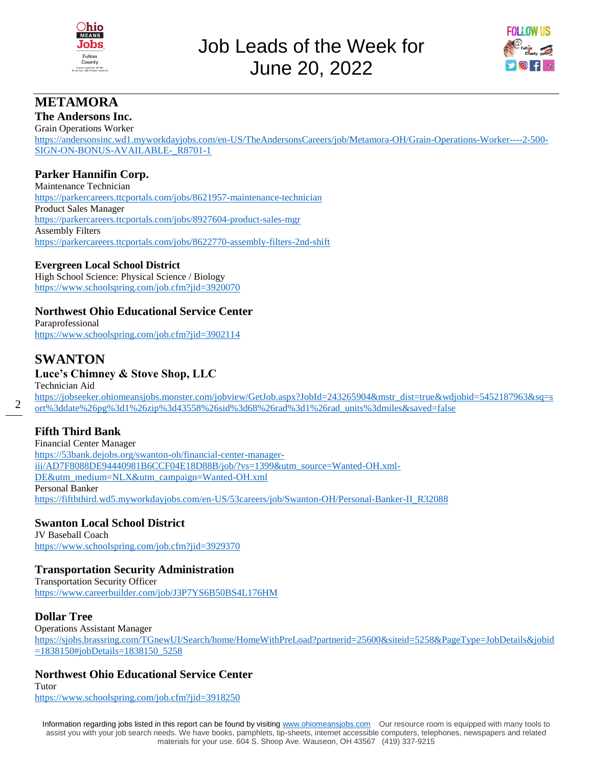# Job Leads of the Week for June 20, 2022

## METAMORA

### The Andersons Inc.

Grain Operations Worker
https://andersonsinc.wd1.myworkdayjobs.com/en-US/TheAndersonsCareers/job/Metamora-OH/Grain-Operations-Worker----2-500-SIGN-ON-BONUS-AVAILABLE-_R8701-1

### Parker Hannifin Corp.

Maintenance Technician
https://parkercareers.ttcportals.com/jobs/8621957-maintenance-technician
Product Sales Manager
https://parkercareers.ttcportals.com/jobs/8927604-product-sales-mgr
Assembly Filters
https://parkercareers.ttcportals.com/jobs/8622770-assembly-filters-2nd-shift

### Evergreen Local School District

High School Science: Physical Science / Biology
https://www.schoolspring.com/job.cfm?jid=3920070

### Northwest Ohio Educational Service Center

Paraprofessional
https://www.schoolspring.com/job.cfm?jid=3902114

## SWANTON

### Luce's Chimney & Stove Shop, LLC

Technician Aid
https://jobseeker.ohiomeansjobs.monster.com/jobview/GetJob.aspx?JobId=243265904&mstr_dist=true&wdjobid=5452187963&sq=sort%3ddate%26pg%3d1%26zip%3d43558%26sid%3d68%26rad%3d1%26rad_units%3dmiles&saved=false

### Fifth Third Bank

Financial Center Manager
https://53bank.dejobs.org/swanton-oh/financial-center-manager-iii/AD7F8088DE94440981B6CCF04E18D88B/job/?vs=1399&utm_source=Wanted-OH.xml-DE&utm_medium=NLX&utm_campaign=Wanted-OH.xml
Personal Banker
https://fifththird.wd5.myworkdayjobs.com/en-US/53careers/job/Swanton-OH/Personal-Banker-II_R32088

### Swanton Local School District

JV Baseball Coach
https://www.schoolspring.com/job.cfm?jid=3929370

### Transportation Security Administration

Transportation Security Officer
https://www.careerbuilder.com/job/J3P7YS6B50BS4L176HM

### Dollar Tree

Operations Assistant Manager
https://sjobs.brassring.com/TGnewUI/Search/home/HomeWithPreLoad?partnerid=25600&siteid=5258&PageType=JobDetails&jobid=1838150#jobDetails=1838150_5258

### Northwest Ohio Educational Service Center

Tutor
https://www.schoolspring.com/job.cfm?jid=3918250

Information regarding jobs listed in this report can be found by visiting www.ohiomeansjobs.com Our resource room is equipped with many tools to assist you with your job search needs. We have books, pamphlets, tip-sheets, internet accessible computers, telephones, newspapers and related materials for your use. 604 S. Shoop Ave. Wauseon, OH 43567 (419) 337-9215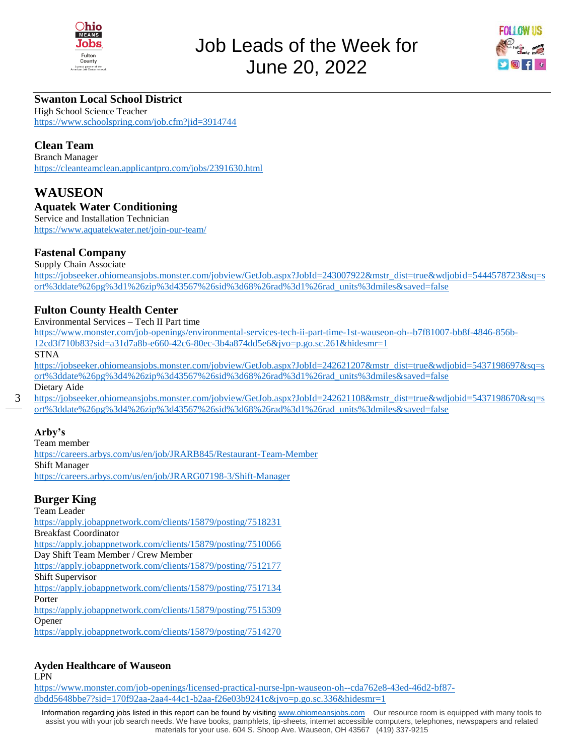### Swanton Local School District

High School Science Teacher
https://www.schoolspring.com/job.cfm?jid=3914744

### Clean Team

Branch Manager
https://cleanteamclean.applicantpro.com/jobs/2391630.html

## WAUSEON

### Aquatek Water Conditioning

Service and Installation Technician
https://www.aquatekwater.net/join-our-team/

### Fastenal Company

Supply Chain Associate
https://jobseeker.ohiomeansjobs.monster.com/jobview/GetJob.aspx?JobId=243007922&mstr_dist=true&wdjobid=5444578723&sq=sort%3ddate%26pg%3d1%26zip%3d43567%26sid%3d68%26rad%3d1%26rad_units%3dmiles&saved=false

### Fulton County Health Center

Environmental Services – Tech II Part time
https://www.monster.com/job-openings/environmental-services-tech-ii-part-time-1st-wauseon-oh--b7f81007-bb8f-4846-856b-12cd3f710b83?sid=a31d7a8b-e660-42c6-80ec-3b4a874dd5e6&jvo=p.go.sc.261&hidesmr=1

STNA
https://jobseeker.ohiomeansjobs.monster.com/jobview/GetJob.aspx?JobId=242621207&mstr_dist=true&wdjobid=5437198697&sq=sort%3ddate%26pg%3d4%26zip%3d43567%26sid%3d68%26rad%3d1%26rad_units%3dmiles&saved=false

Dietary Aide
https://jobseeker.ohiomeansjobs.monster.com/jobview/GetJob.aspx?JobId=242621108&mstr_dist=true&wdjobid=5437198670&sq=sort%3ddate%26pg%3d4%26zip%3d43567%26sid%3d68%26rad%3d1%26rad_units%3dmiles&saved=false

### Arby's

Team member
https://careers.arbys.com/us/en/job/JRARB845/Restaurant-Team-Member

Shift Manager
https://careers.arbys.com/us/en/job/JRARG07198-3/Shift-Manager

### Burger King

Team Leader
https://apply.jobappnetwork.com/clients/15879/posting/7518231

Breakfast Coordinator
https://apply.jobappnetwork.com/clients/15879/posting/7510066

Day Shift Team Member / Crew Member
https://apply.jobappnetwork.com/clients/15879/posting/7512177

Shift Supervisor
https://apply.jobappnetwork.com/clients/15879/posting/7517134

Porter
https://apply.jobappnetwork.com/clients/15879/posting/7515309

Opener
https://apply.jobappnetwork.com/clients/15879/posting/7514270

### Ayden Healthcare of Wauseon

LPN
https://www.monster.com/job-openings/licensed-practical-nurse-lpn-wauseon-oh--cda762e8-43ed-46d2-bf87-dbdd5648bbe7?sid=170f92aa-2aa4-44c1-b2aa-f26e03b9241c&jvo=p.go.sc.336&hidesmr=1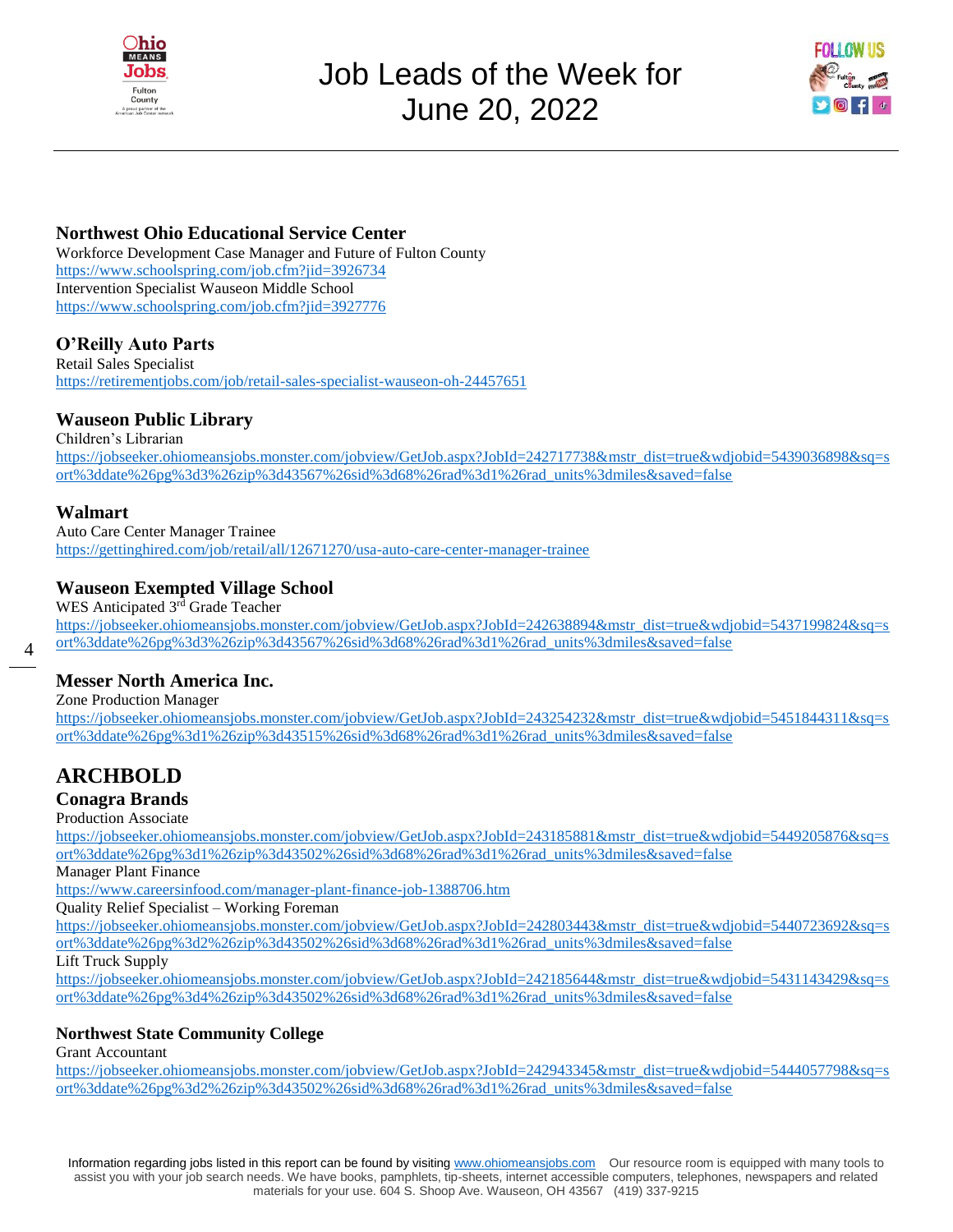# Job Leads of the Week for June 20, 2022

### Northwest Ohio Educational Service Center

Workforce Development Case Manager and Future of Fulton County
https://www.schoolspring.com/job.cfm?jid=3926734
Intervention Specialist Wauseon Middle School
https://www.schoolspring.com/job.cfm?jid=3927776

### O'Reilly Auto Parts

Retail Sales Specialist
https://retirementjobs.com/job/retail-sales-specialist-wauseon-oh-24457651

### Wauseon Public Library

Children's Librarian
https://jobseeker.ohiomeansjobs.monster.com/jobview/GetJob.aspx?JobId=242717738&mstr_dist=true&wdjobid=5439036898&sq=sort%3ddate%26pg%3d3%26zip%3d43567%26sid%3d68%26rad%3d1%26rad_units%3dmiles&saved=false

### Walmart

Auto Care Center Manager Trainee
https://gettinghired.com/job/retail/all/12671270/usa-auto-care-center-manager-trainee

### Wauseon Exempted Village School

WES Anticipated 3rd Grade Teacher
https://jobseeker.ohiomeansjobs.monster.com/jobview/GetJob.aspx?JobId=242638894&mstr_dist=true&wdjobid=5437199824&sq=sort%3ddate%26pg%3d3%26zip%3d43567%26sid%3d68%26rad%3d1%26rad_units%3dmiles&saved=false

### Messer North America Inc.

Zone Production Manager
https://jobseeker.ohiomeansjobs.monster.com/jobview/GetJob.aspx?JobId=243254232&mstr_dist=true&wdjobid=5451844311&sq=sort%3ddate%26pg%3d1%26zip%3d43515%26sid%3d68%26rad%3d1%26rad_units%3dmiles&saved=false

## ARCHBOLD

### Conagra Brands

Production Associate
https://jobseeker.ohiomeansjobs.monster.com/jobview/GetJob.aspx?JobId=243185881&mstr_dist=true&wdjobid=5449205876&sq=sort%3ddate%26pg%3d1%26zip%3d43502%26sid%3d68%26rad%3d1%26rad_units%3dmiles&saved=false
Manager Plant Finance
https://www.careersinfood.com/manager-plant-finance-job-1388706.htm
Quality Relief Specialist – Working Foreman
https://jobseeker.ohiomeansjobs.monster.com/jobview/GetJob.aspx?JobId=242803443&mstr_dist=true&wdjobid=5440723692&sq=sort%3ddate%26pg%3d2%26zip%3d43502%26sid%3d68%26rad%3d1%26rad_units%3dmiles&saved=false
Lift Truck Supply
https://jobseeker.ohiomeansjobs.monster.com/jobview/GetJob.aspx?JobId=242185644&mstr_dist=true&wdjobid=5431143429&sq=sort%3ddate%26pg%3d4%26zip%3d43502%26sid%3d68%26rad%3d1%26rad_units%3dmiles&saved=false

### Northwest State Community College

Grant Accountant
https://jobseeker.ohiomeansjobs.monster.com/jobview/GetJob.aspx?JobId=242943345&mstr_dist=true&wdjobid=5444057798&sq=sort%3ddate%26pg%3d2%26zip%3d43502%26sid%3d68%26rad%3d1%26rad_units%3dmiles&saved=false

Information regarding jobs listed in this report can be found by visiting www.ohiomeansjobs.com Our resource room is equipped with many tools to assist you with your job search needs. We have books, pamphlets, tip-sheets, internet accessible computers, telephones, newspapers and related materials for your use. 604 S. Shoop Ave. Wauseon, OH 43567 (419) 337-9215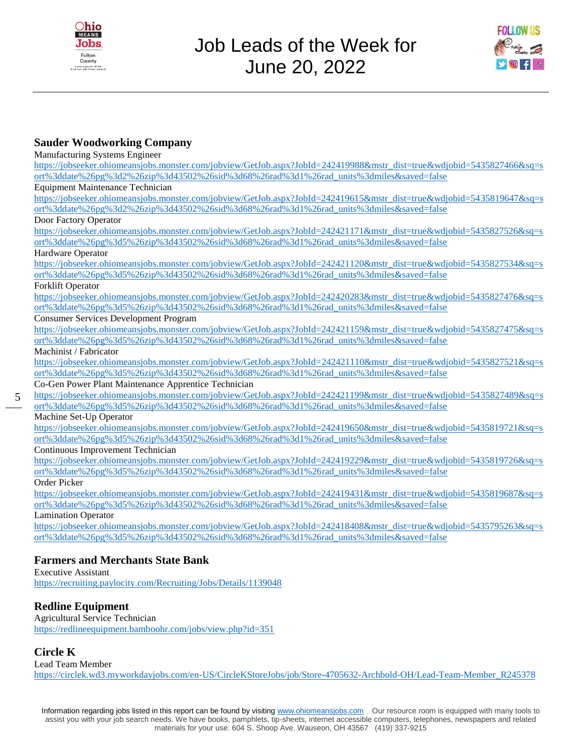# Job Leads of the Week for June 20, 2022

## Sauder Woodworking Company

Manufacturing Systems Engineer
https://jobseeker.ohiomeansjobs.monster.com/jobview/GetJob.aspx?JobId=242419988&mstr_dist=true&wdjobid=5435827466&sq=sort%3ddate%26pg%3d2%26zip%3d43502%26sid%3d68%26rad%3d1%26rad_units%3dmiles&saved=false

Equipment Maintenance Technician
https://jobseeker.ohiomeansjobs.monster.com/jobview/GetJob.aspx?JobId=242419615&mstr_dist=true&wdjobid=5435819647&sq=sort%3ddate%26pg%3d2%26zip%3d43502%26sid%3d68%26rad%3d1%26rad_units%3dmiles&saved=false

Door Factory Operator
https://jobseeker.ohiomeansjobs.monster.com/jobview/GetJob.aspx?JobId=242421171&mstr_dist=true&wdjobid=5435827526&sq=sort%3ddate%26pg%3d5%26zip%3d43502%26sid%3d68%26rad%3d1%26rad_units%3dmiles&saved=false

Hardware Operator
https://jobseeker.ohiomeansjobs.monster.com/jobview/GetJob.aspx?JobId=242421120&mstr_dist=true&wdjobid=5435827534&sq=sort%3ddate%26pg%3d5%26zip%3d43502%26sid%3d68%26rad%3d1%26rad_units%3dmiles&saved=false

Forklift Operator
https://jobseeker.ohiomeansjobs.monster.com/jobview/GetJob.aspx?JobId=242420283&mstr_dist=true&wdjobid=5435827476&sq=sort%3ddate%26pg%3d5%26zip%3d43502%26sid%3d68%26rad%3d1%26rad_units%3dmiles&saved=false

Consumer Services Development Program
https://jobseeker.ohiomeansjobs.monster.com/jobview/GetJob.aspx?JobId=242421159&mstr_dist=true&wdjobid=5435827475&sq=sort%3ddate%26pg%3d5%26zip%3d43502%26sid%3d68%26rad%3d1%26rad_units%3dmiles&saved=false

Machinist / Fabricator
https://jobseeker.ohiomeansjobs.monster.com/jobview/GetJob.aspx?JobId=242421110&mstr_dist=true&wdjobid=5435827521&sq=sort%3ddate%26pg%3d5%26zip%3d43502%26sid%3d68%26rad%3d1%26rad_units%3dmiles&saved=false

Co-Gen Power Plant Maintenance Apprentice Technician
https://jobseeker.ohiomeansjobs.monster.com/jobview/GetJob.aspx?JobId=242421199&mstr_dist=true&wdjobid=5435827489&sq=sort%3ddate%26pg%3d5%26zip%3d43502%26sid%3d68%26rad%3d1%26rad_units%3dmiles&saved=false

Machine Set-Up Operator
https://jobseeker.ohiomeansjobs.monster.com/jobview/GetJob.aspx?JobId=242419650&mstr_dist=true&wdjobid=5435819721&sq=sort%3ddate%26pg%3d5%26zip%3d43502%26sid%3d68%26rad%3d1%26rad_units%3dmiles&saved=false

Continuous Improvement Technician
https://jobseeker.ohiomeansjobs.monster.com/jobview/GetJob.aspx?JobId=242419229&mstr_dist=true&wdjobid=5435819726&sq=sort%3ddate%26pg%3d5%26zip%3d43502%26sid%3d68%26rad%3d1%26rad_units%3dmiles&saved=false

Order Picker
https://jobseeker.ohiomeansjobs.monster.com/jobview/GetJob.aspx?JobId=242419431&mstr_dist=true&wdjobid=5435819687&sq=sort%3ddate%26pg%3d5%26zip%3d43502%26sid%3d68%26rad%3d1%26rad_units%3dmiles&saved=false

Lamination Operator
https://jobseeker.ohiomeansjobs.monster.com/jobview/GetJob.aspx?JobId=242418408&mstr_dist=true&wdjobid=5435795263&sq=sort%3ddate%26pg%3d5%26zip%3d43502%26sid%3d68%26rad%3d1%26rad_units%3dmiles&saved=false

## Farmers and Merchants State Bank

Executive Assistant
https://recruiting.paylocity.com/Recruiting/Jobs/Details/1139048

## Redline Equipment

Agricultural Service Technician
https://redlineequipment.bamboohr.com/jobs/view.php?id=351

## Circle K

Lead Team Member
https://circlek.wd3.myworkdayjobs.com/en-US/CircleKStoreJobs/job/Store-4705632-Archbold-OH/Lead-Team-Member_R245378

Information regarding jobs listed in this report can be found by visiting www.ohiomeansjobs.com Our resource room is equipped with many tools to assist you with your job search needs. We have books, pamphlets, tip-sheets, internet accessible computers, telephones, newspapers and related materials for your use. 604 S. Shoop Ave. Wauseon, OH 43567 (419) 337-9215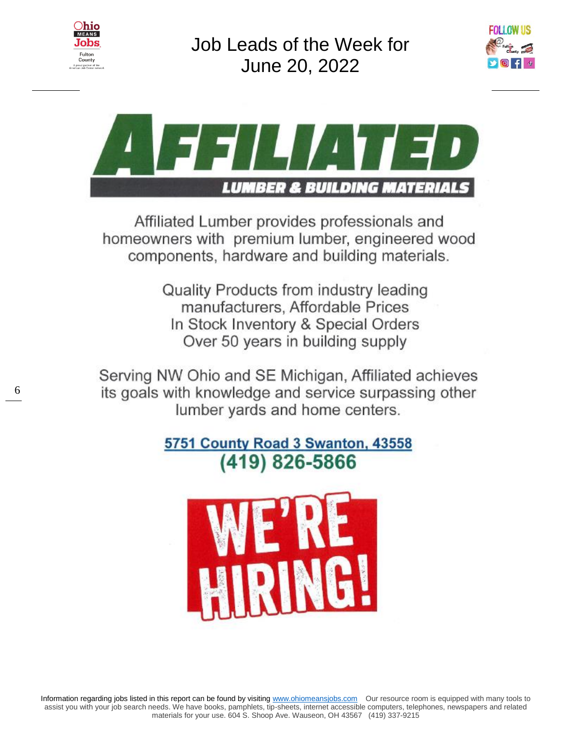# Job Leads of the Week for June 20, 2022

# AFFILIATED

## LUMBER & BUILDING MATERIALS

Affiliated Lumber provides professionals and homeowners with premium lumber, engineered wood components, hardware and building materials.

Quality Products from industry leading manufacturers, Affordable Prices
In Stock Inventory & Special Orders
Over 50 years in building supply

Serving NW Ohio and SE Michigan, Affiliated achieves its goals with knowledge and service surpassing other lumber yards and home centers.

**5751 County Road 3 Swanton, 43558**
**(419) 826-5866**

# WE'RE HIRING!

Information regarding jobs listed in this report can be found by visiting www.ohiomeansjobs.com Our resource room is equipped with many tools to assist you with your job search needs. We have books, pamphlets, tip-sheets, internet accessible computers, telephones, newspapers and related materials for your use. 604 S. Shoop Ave. Wauseon, OH 43567 (419) 337-9215